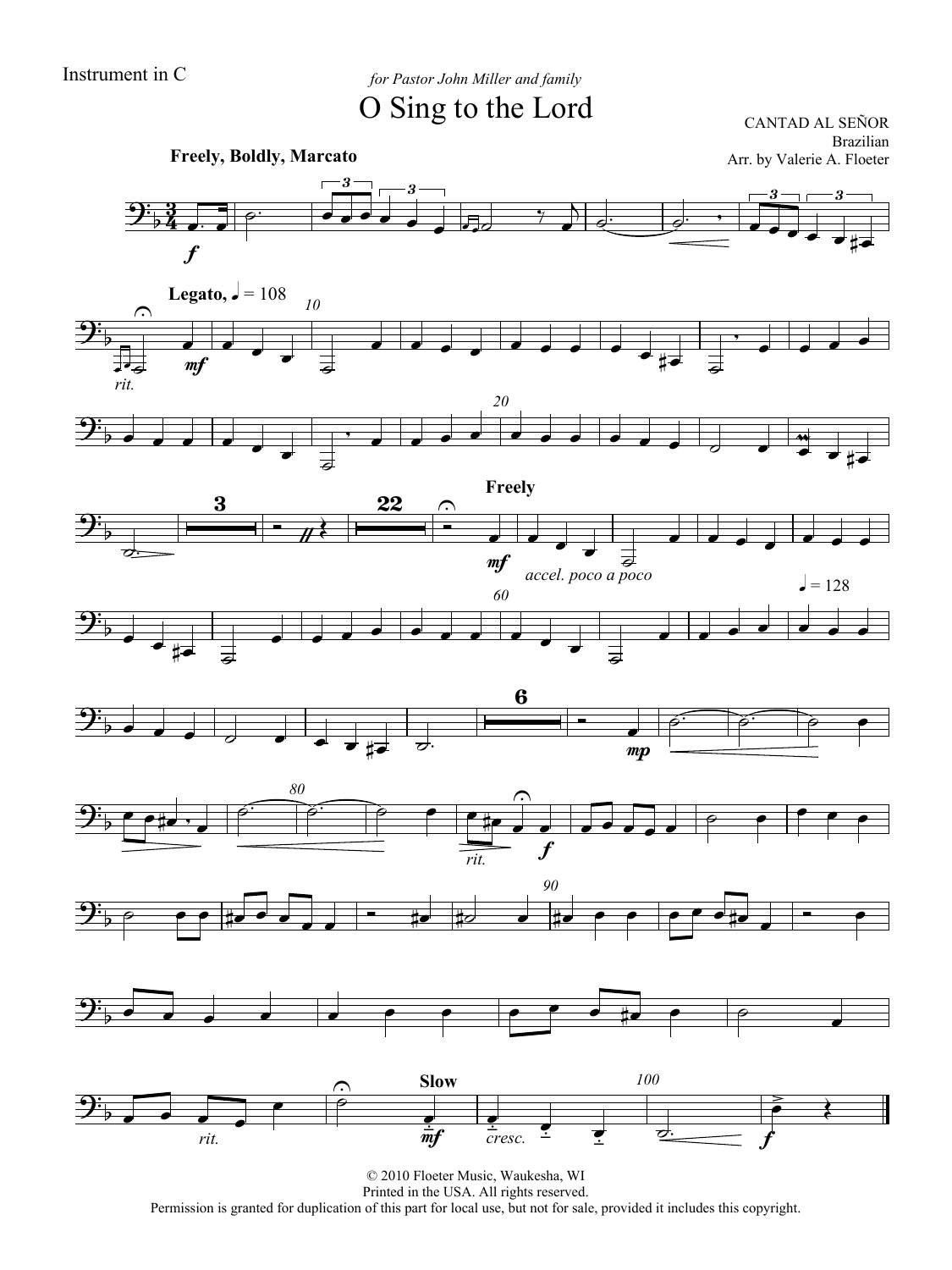Instrument in C

*for Pastor John Miller and family*

# O Sing to the Lord

CANTAD AL SEÑOR
Brazilian
Arr. by Valerie A. Floeter

© 2010 Floeter Music, Waukesha, WI
Printed in the USA. All rights reserved.
Permission is granted for duplication of this part for local use, but not for sale, provided it includes this copyright.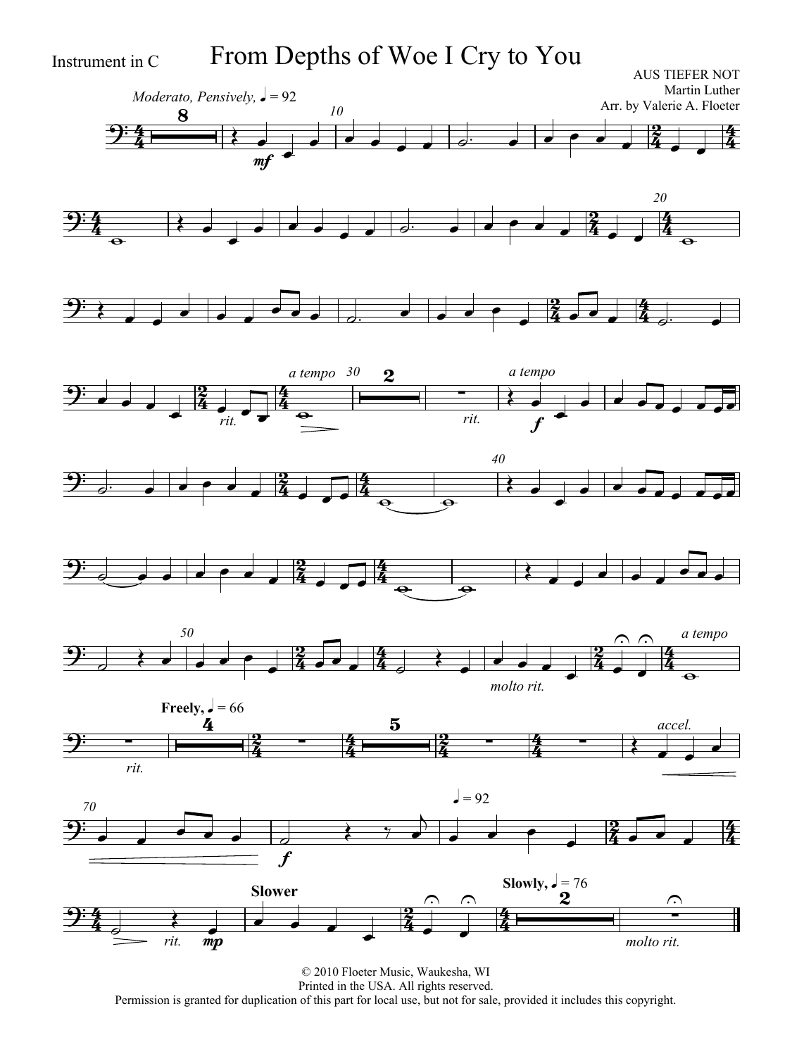Instrument in C

# From Depths of Woe I Cry to You

AUS TIEFER NOT
Martin Luther
Arr. by Valerie A. Floeter

© 2010 Floeter Music, Waukesha, WI
Printed in the USA. All rights reserved.
Permission is granted for duplication of this part for local use, but not for sale, provided it includes this copyright.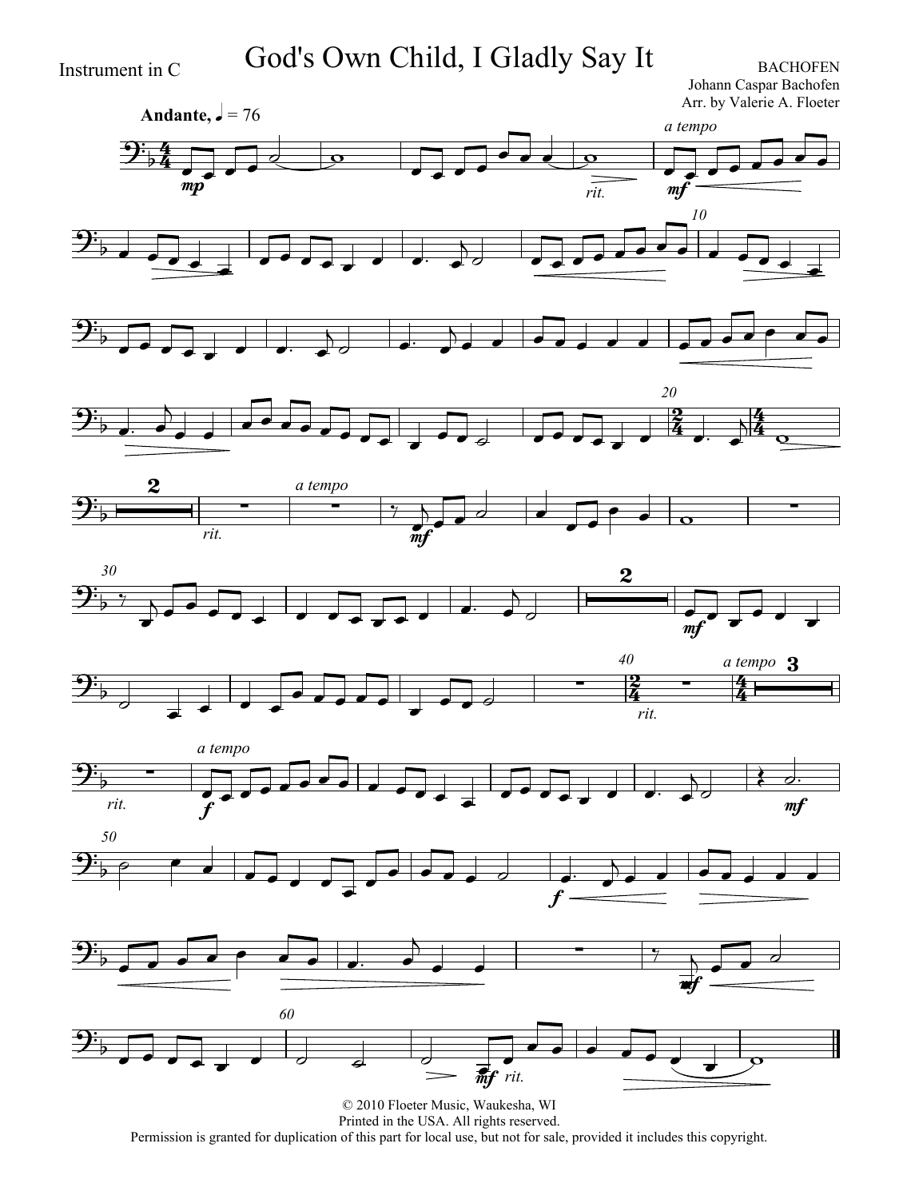Instrument in C

# God's Own Child, I Gladly Say It

BACHOFEN
Johann Caspar Bachofen
Arr. by Valerie A. Floeter

© 2010 Floeter Music, Waukesha, WI
Printed in the USA. All rights reserved.
Permission is granted for duplication of this part for local use, but not for sale, provided it includes this copyright.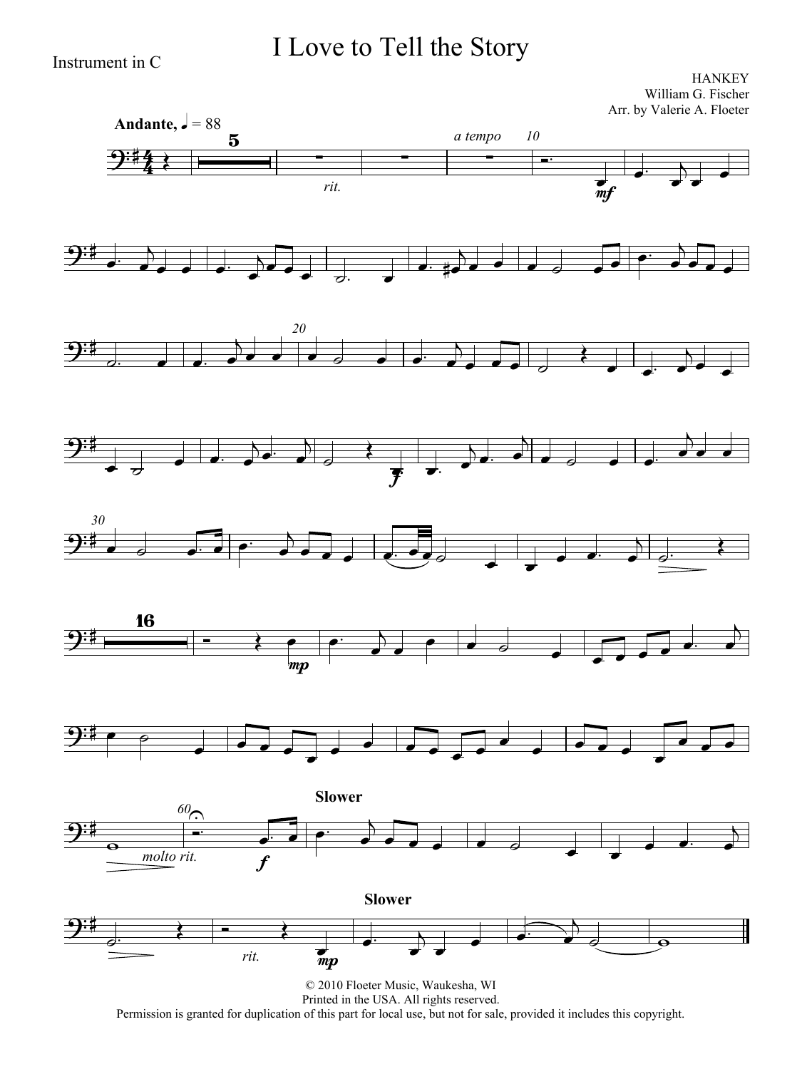Instrument in C

# I Love to Tell the Story

HANKEY
William G. Fischer
Arr. by Valerie A. Floeter

**Andante**, ♩ = 88

*rit.* *a tempo*

*mf*

*f*

*mp*

*molto rit.*

**Slower**

*f*

**Slower**

*rit.*

*mp*

© 2010 Floeter Music, Waukesha, WI
Printed in the USA. All rights reserved.
Permission is granted for duplication of this part for local use, but not for sale, provided it includes this copyright.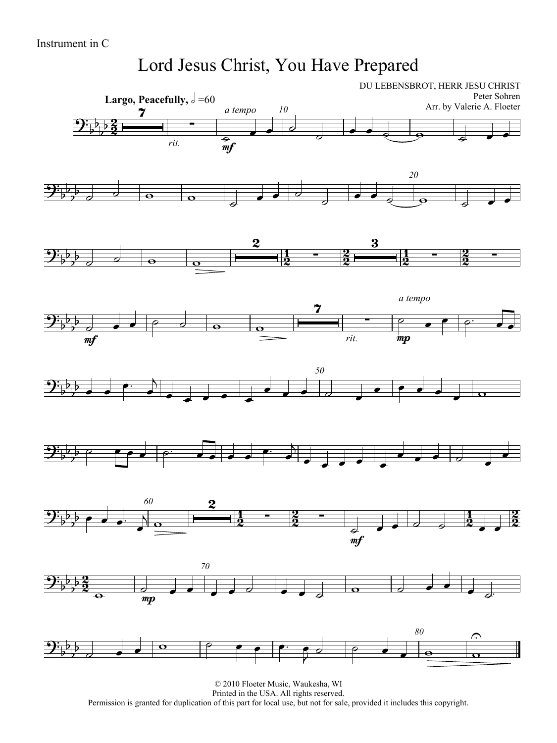Instrument in C

# Lord Jesus Christ, You Have Prepared

DU LEBENSBROT, HERR JESU CHRIST
Peter Sohren
Arr. by Valerie A. Floeter

**Largo, Peacefully,** ♩ = 60

© 2010 Floeter Music, Waukesha, WI
Printed in the USA. All rights reserved.
Permission is granted for duplication of this part for local use, but not for sale, provided it includes this copyright.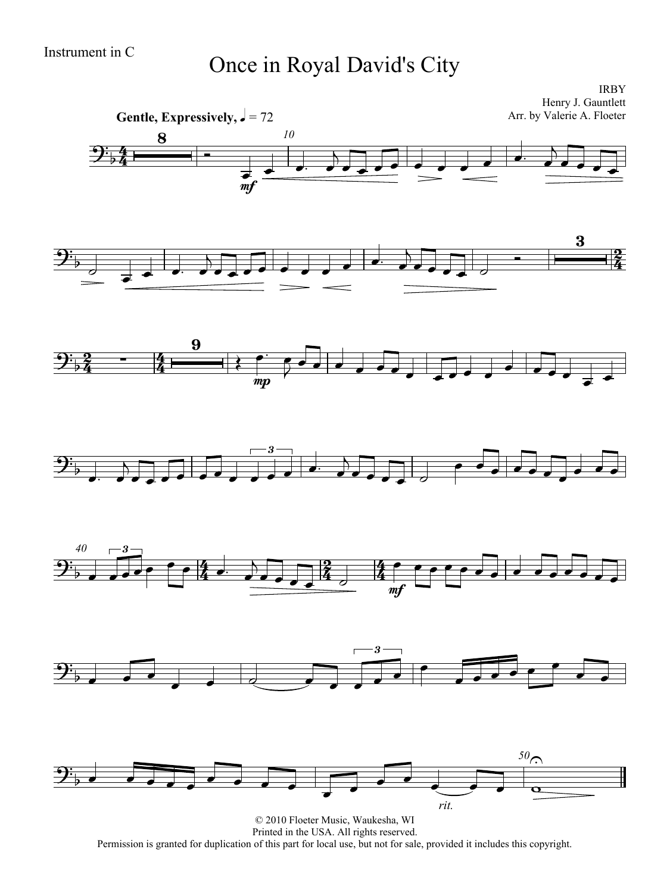Instrument in C

# Once in Royal David's City

IRBY
Henry J. Gauntlett
Arr. by Valerie A. Floeter

**Gentle, Expressively,** ♩ = 72

© 2010 Floeter Music, Waukesha, WI
Printed in the USA. All rights reserved.
Permission is granted for duplication of this part for local use, but not for sale, provided it includes this copyright.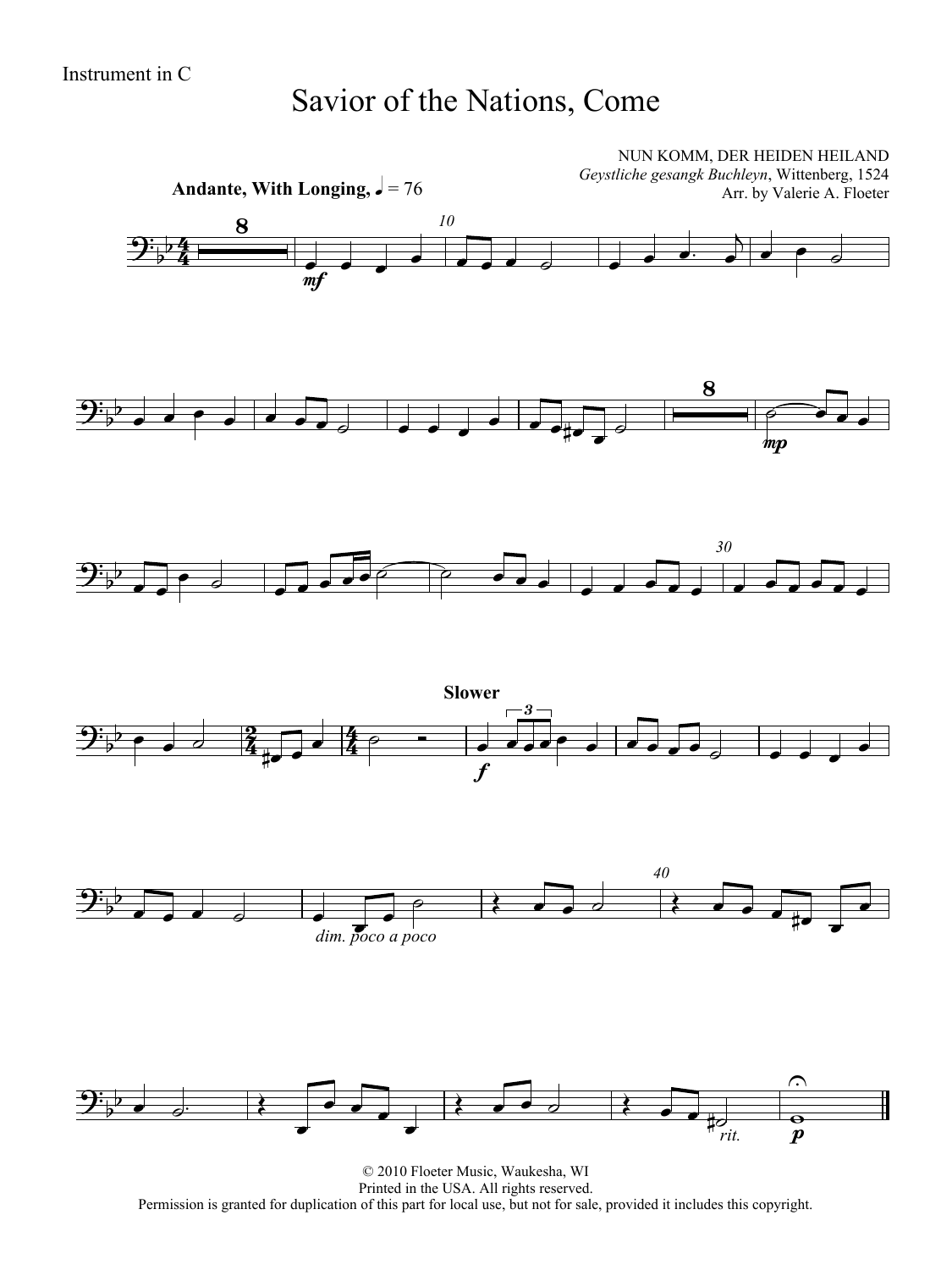Instrument in C

# Savior of the Nations, Come

NUN KOMM, DER HEIDEN HEILAND
*Geystliche gesangk Buchleyn*, Wittenberg, 1524
Arr. by Valerie A. Floeter

**Andante, With Longing,** ♩ = 76

*mf*

*mp*

**Slower**

*f*

*dim. poco a poco*

*rit.*

*p*

© 2010 Floeter Music, Waukesha, WI
Printed in the USA. All rights reserved.
Permission is granted for duplication of this part for local use, but not for sale, provided it includes this copyright.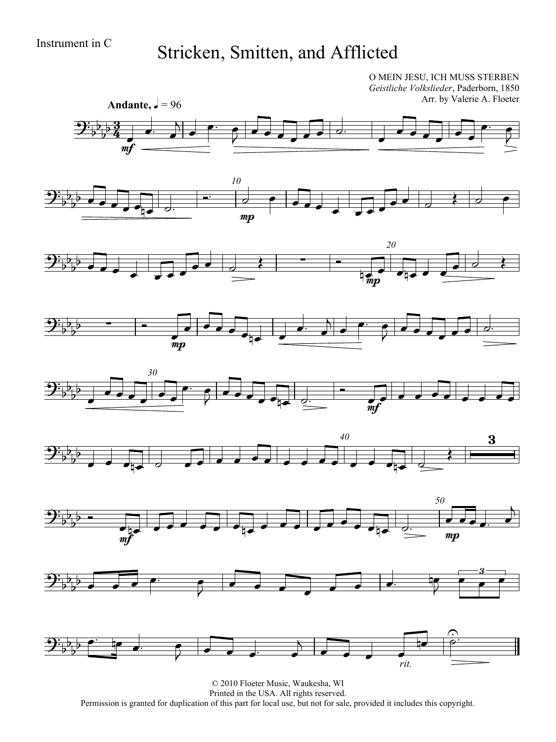Instrument in C

# Stricken, Smitten, and Afflicted

O MEIN JESU, ICH MUSS STERBEN
*Geistliche Volkslieder*, Paderborn, 1850
Arr. by Valerie A. Floeter

**Andante,** ♩ = 96

© 2010 Floeter Music, Waukesha, WI
Printed in the USA. All rights reserved.
Permission is granted for duplication of this part for local use, but not for sale, provided it includes this copyright.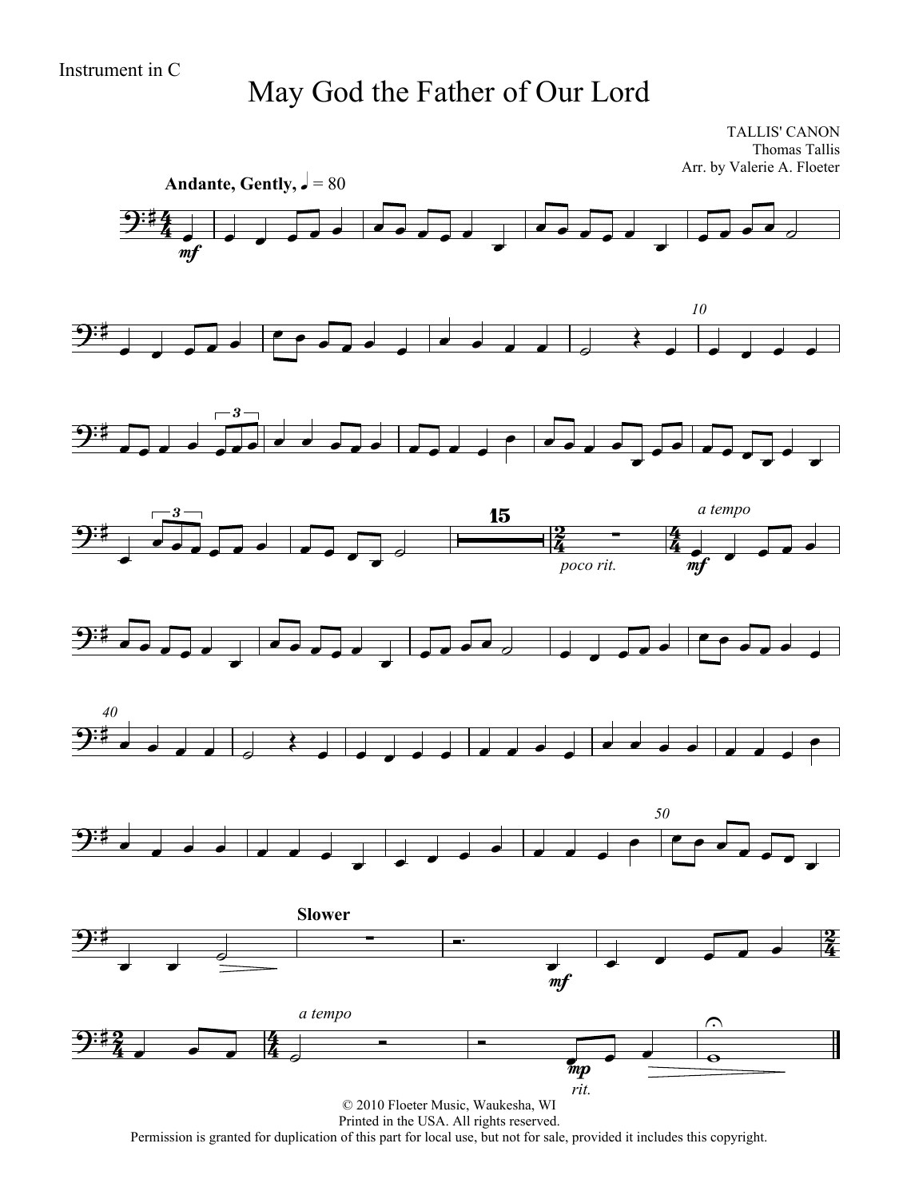Instrument in C

# May God the Father of Our Lord

TALLIS' CANON
Thomas Tallis
Arr. by Valerie A. Floeter

**Andante, Gently,** ♩ = 80

© 2010 Floeter Music, Waukesha, WI
Printed in the USA. All rights reserved.
Permission is granted for duplication of this part for local use, but not for sale, provided it includes this copyright.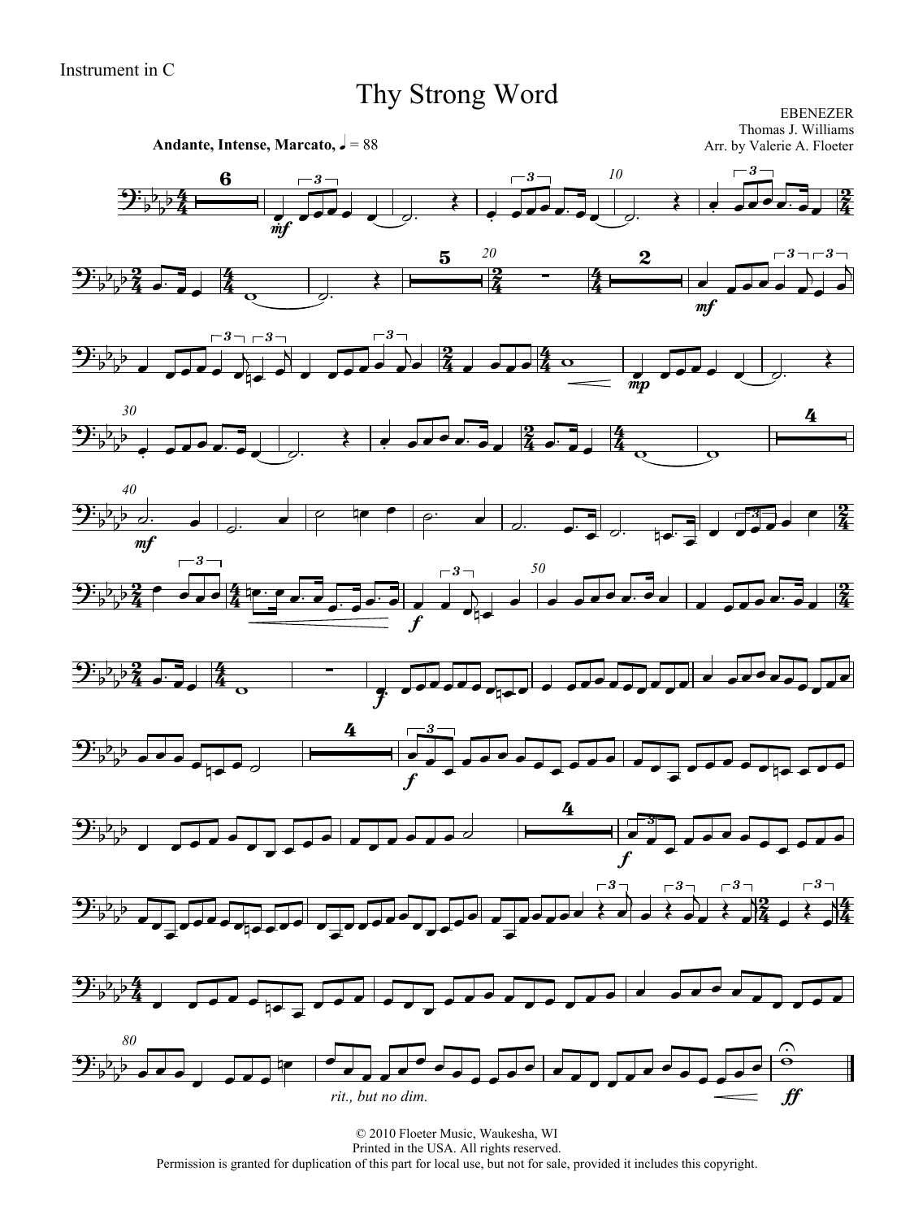Instrument in C

# Thy Strong Word

EBENEZER
Thomas J. Williams
Arr. by Valerie A. Floeter

**Andante, Intense, Marcato,** ♩ = 88

*rit., but no dim.*

© 2010 Floeter Music, Waukesha, WI
Printed in the USA. All rights reserved.
Permission is granted for duplication of this part for local use, but not for sale, provided it includes this copyright.